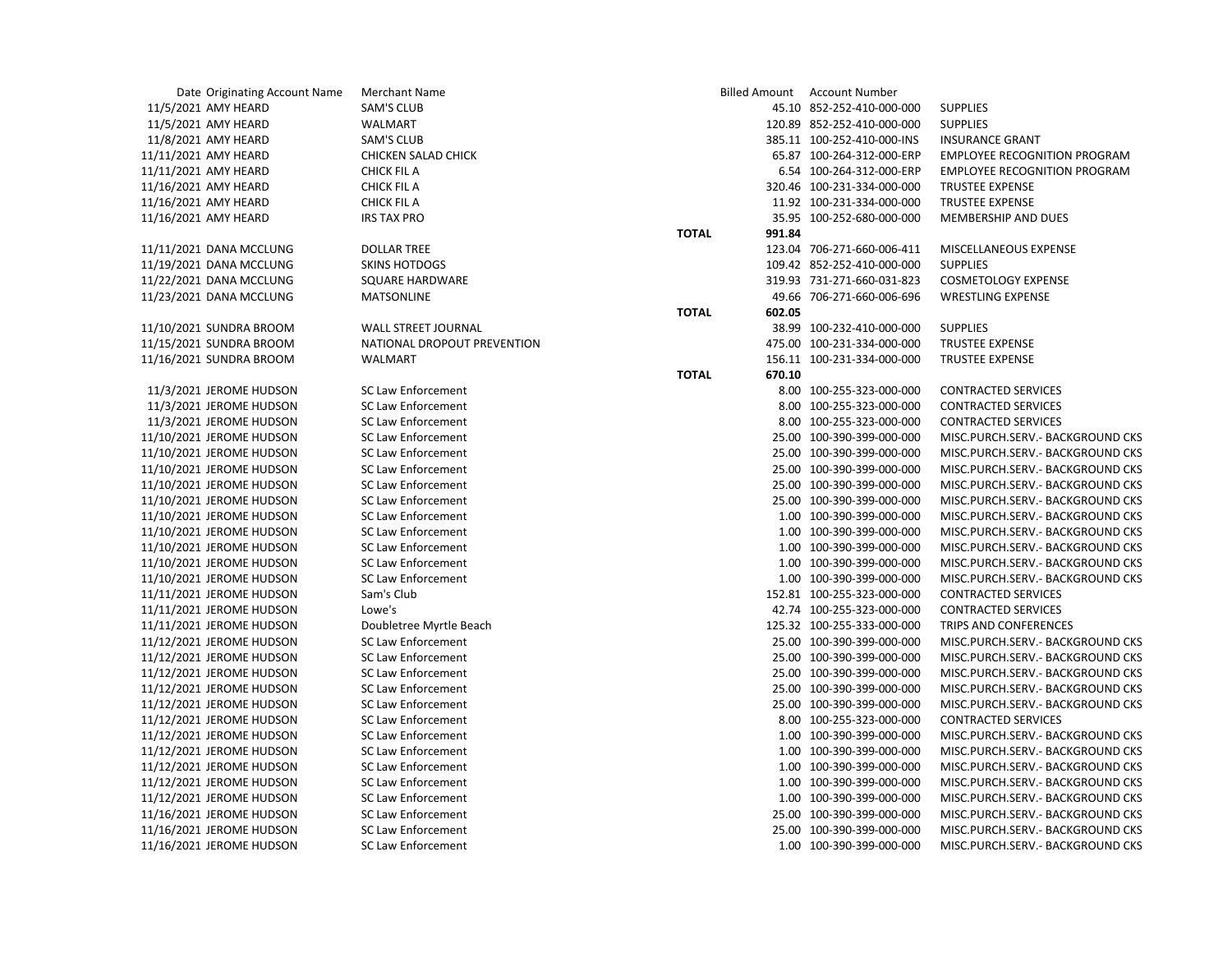| Date | Originating Account Name | Merchant Name | | Billed Amount | Account Number | |
|---|---|---|---|---|---|---|
| 11/5/2021 | AMY HEARD | SAM'S CLUB | | 45.10 | 852-252-410-000-000 | SUPPLIES |
| 11/5/2021 | AMY HEARD | WALMART | | 120.89 | 852-252-410-000-000 | SUPPLIES |
| 11/8/2021 | AMY HEARD | SAM'S CLUB | | 385.11 | 100-252-410-000-INS | INSURANCE GRANT |
| 11/11/2021 | AMY HEARD | CHICKEN SALAD CHICK | | 65.87 | 100-264-312-000-ERP | EMPLOYEE RECOGNITION PROGRAM |
| 11/11/2021 | AMY HEARD | CHICK FIL A | | 6.54 | 100-264-312-000-ERP | EMPLOYEE RECOGNITION PROGRAM |
| 11/16/2021 | AMY HEARD | CHICK FIL A | | 320.46 | 100-231-334-000-000 | TRUSTEE EXPENSE |
| 11/16/2021 | AMY HEARD | CHICK FIL A | | 11.92 | 100-231-334-000-000 | TRUSTEE EXPENSE |
| 11/16/2021 | AMY HEARD | IRS TAX PRO | | 35.95 | 100-252-680-000-000 | MEMBERSHIP AND DUES |
| | | | **TOTAL** | **991.84** | | |
| 11/11/2021 | DANA MCCLUNG | DOLLAR TREE | | 123.04 | 706-271-660-006-411 | MISCELLANEOUS EXPENSE |
| 11/19/2021 | DANA MCCLUNG | SKINS HOTDOGS | | 109.42 | 852-252-410-000-000 | SUPPLIES |
| 11/22/2021 | DANA MCCLUNG | SQUARE HARDWARE | | 319.93 | 731-271-660-031-823 | COSMETOLOGY EXPENSE |
| 11/23/2021 | DANA MCCLUNG | MATSONLINE | | 49.66 | 706-271-660-006-696 | WRESTLING EXPENSE |
| | | | **TOTAL** | **602.05** | | |
| 11/10/2021 | SUNDRA BROOM | WALL STREET JOURNAL | | 38.99 | 100-232-410-000-000 | SUPPLIES |
| 11/15/2021 | SUNDRA BROOM | NATIONAL DROPOUT PREVENTION | | 475.00 | 100-231-334-000-000 | TRUSTEE EXPENSE |
| 11/16/2021 | SUNDRA BROOM | WALMART | | 156.11 | 100-231-334-000-000 | TRUSTEE EXPENSE |
| | | | **TOTAL** | **670.10** | | |
| 11/3/2021 | JEROME HUDSON | SC Law Enforcement | | 8.00 | 100-255-323-000-000 | CONTRACTED SERVICES |
| 11/3/2021 | JEROME HUDSON | SC Law Enforcement | | 8.00 | 100-255-323-000-000 | CONTRACTED SERVICES |
| 11/3/2021 | JEROME HUDSON | SC Law Enforcement | | 8.00 | 100-255-323-000-000 | CONTRACTED SERVICES |
| 11/10/2021 | JEROME HUDSON | SC Law Enforcement | | 25.00 | 100-390-399-000-000 | MISC.PURCH.SERV.- BACKGROUND CKS |
| 11/10/2021 | JEROME HUDSON | SC Law Enforcement | | 25.00 | 100-390-399-000-000 | MISC.PURCH.SERV.- BACKGROUND CKS |
| 11/10/2021 | JEROME HUDSON | SC Law Enforcement | | 25.00 | 100-390-399-000-000 | MISC.PURCH.SERV.- BACKGROUND CKS |
| 11/10/2021 | JEROME HUDSON | SC Law Enforcement | | 25.00 | 100-390-399-000-000 | MISC.PURCH.SERV.- BACKGROUND CKS |
| 11/10/2021 | JEROME HUDSON | SC Law Enforcement | | 25.00 | 100-390-399-000-000 | MISC.PURCH.SERV.- BACKGROUND CKS |
| 11/10/2021 | JEROME HUDSON | SC Law Enforcement | | 1.00 | 100-390-399-000-000 | MISC.PURCH.SERV.- BACKGROUND CKS |
| 11/10/2021 | JEROME HUDSON | SC Law Enforcement | | 1.00 | 100-390-399-000-000 | MISC.PURCH.SERV.- BACKGROUND CKS |
| 11/10/2021 | JEROME HUDSON | SC Law Enforcement | | 1.00 | 100-390-399-000-000 | MISC.PURCH.SERV.- BACKGROUND CKS |
| 11/10/2021 | JEROME HUDSON | SC Law Enforcement | | 1.00 | 100-390-399-000-000 | MISC.PURCH.SERV.- BACKGROUND CKS |
| 11/10/2021 | JEROME HUDSON | SC Law Enforcement | | 1.00 | 100-390-399-000-000 | MISC.PURCH.SERV.- BACKGROUND CKS |
| 11/11/2021 | JEROME HUDSON | Sam's Club | | 152.81 | 100-255-323-000-000 | CONTRACTED SERVICES |
| 11/11/2021 | JEROME HUDSON | Lowe's | | 42.74 | 100-255-323-000-000 | CONTRACTED SERVICES |
| 11/11/2021 | JEROME HUDSON | Doubletree Myrtle Beach | | 125.32 | 100-255-333-000-000 | TRIPS AND CONFERENCES |
| 11/12/2021 | JEROME HUDSON | SC Law Enforcement | | 25.00 | 100-390-399-000-000 | MISC.PURCH.SERV.- BACKGROUND CKS |
| 11/12/2021 | JEROME HUDSON | SC Law Enforcement | | 25.00 | 100-390-399-000-000 | MISC.PURCH.SERV.- BACKGROUND CKS |
| 11/12/2021 | JEROME HUDSON | SC Law Enforcement | | 25.00 | 100-390-399-000-000 | MISC.PURCH.SERV.- BACKGROUND CKS |
| 11/12/2021 | JEROME HUDSON | SC Law Enforcement | | 25.00 | 100-390-399-000-000 | MISC.PURCH.SERV.- BACKGROUND CKS |
| 11/12/2021 | JEROME HUDSON | SC Law Enforcement | | 25.00 | 100-390-399-000-000 | MISC.PURCH.SERV.- BACKGROUND CKS |
| 11/12/2021 | JEROME HUDSON | SC Law Enforcement | | 8.00 | 100-255-323-000-000 | CONTRACTED SERVICES |
| 11/12/2021 | JEROME HUDSON | SC Law Enforcement | | 1.00 | 100-390-399-000-000 | MISC.PURCH.SERV.- BACKGROUND CKS |
| 11/12/2021 | JEROME HUDSON | SC Law Enforcement | | 1.00 | 100-390-399-000-000 | MISC.PURCH.SERV.- BACKGROUND CKS |
| 11/12/2021 | JEROME HUDSON | SC Law Enforcement | | 1.00 | 100-390-399-000-000 | MISC.PURCH.SERV.- BACKGROUND CKS |
| 11/12/2021 | JEROME HUDSON | SC Law Enforcement | | 1.00 | 100-390-399-000-000 | MISC.PURCH.SERV.- BACKGROUND CKS |
| 11/12/2021 | JEROME HUDSON | SC Law Enforcement | | 1.00 | 100-390-399-000-000 | MISC.PURCH.SERV.- BACKGROUND CKS |
| 11/16/2021 | JEROME HUDSON | SC Law Enforcement | | 25.00 | 100-390-399-000-000 | MISC.PURCH.SERV.- BACKGROUND CKS |
| 11/16/2021 | JEROME HUDSON | SC Law Enforcement | | 25.00 | 100-390-399-000-000 | MISC.PURCH.SERV.- BACKGROUND CKS |
| 11/16/2021 | JEROME HUDSON | SC Law Enforcement | | 1.00 | 100-390-399-000-000 | MISC.PURCH.SERV.- BACKGROUND CKS |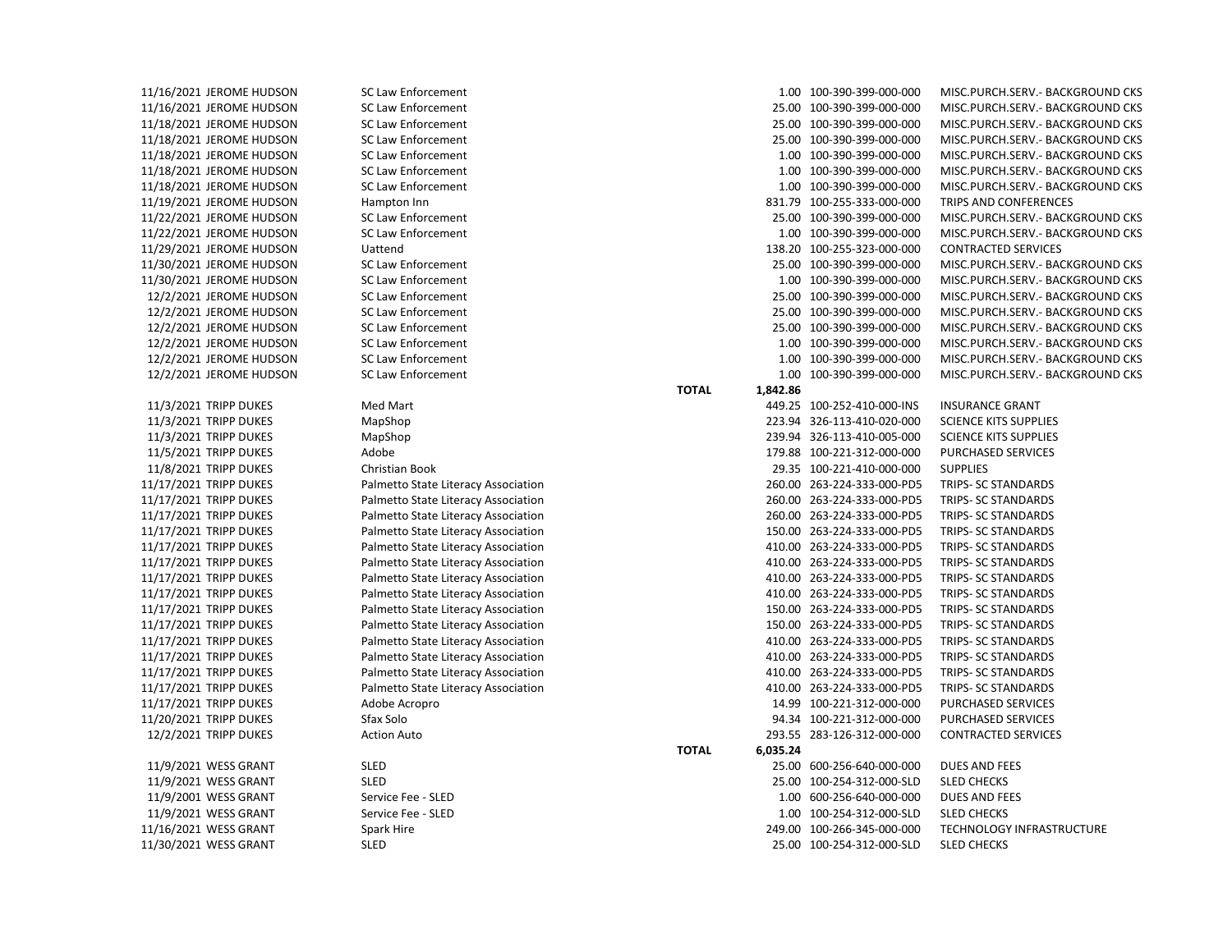| | | | | | | |
|---|---|---|---|---|---|---|
| 11/16/2021 | JEROME HUDSON | SC Law Enforcement | | 1.00 | 100-390-399-000-000 | MISC.PURCH.SERV.- BACKGROUND CKS |
| 11/16/2021 | JEROME HUDSON | SC Law Enforcement | | 25.00 | 100-390-399-000-000 | MISC.PURCH.SERV.- BACKGROUND CKS |
| 11/18/2021 | JEROME HUDSON | SC Law Enforcement | | 25.00 | 100-390-399-000-000 | MISC.PURCH.SERV.- BACKGROUND CKS |
| 11/18/2021 | JEROME HUDSON | SC Law Enforcement | | 25.00 | 100-390-399-000-000 | MISC.PURCH.SERV.- BACKGROUND CKS |
| 11/18/2021 | JEROME HUDSON | SC Law Enforcement | | 1.00 | 100-390-399-000-000 | MISC.PURCH.SERV.- BACKGROUND CKS |
| 11/18/2021 | JEROME HUDSON | SC Law Enforcement | | 1.00 | 100-390-399-000-000 | MISC.PURCH.SERV.- BACKGROUND CKS |
| 11/18/2021 | JEROME HUDSON | SC Law Enforcement | | 1.00 | 100-390-399-000-000 | MISC.PURCH.SERV.- BACKGROUND CKS |
| 11/19/2021 | JEROME HUDSON | Hampton Inn | | 831.79 | 100-255-333-000-000 | TRIPS AND CONFERENCES |
| 11/22/2021 | JEROME HUDSON | SC Law Enforcement | | 25.00 | 100-390-399-000-000 | MISC.PURCH.SERV.- BACKGROUND CKS |
| 11/22/2021 | JEROME HUDSON | SC Law Enforcement | | 1.00 | 100-390-399-000-000 | MISC.PURCH.SERV.- BACKGROUND CKS |
| 11/29/2021 | JEROME HUDSON | Uattend | | 138.20 | 100-255-323-000-000 | CONTRACTED SERVICES |
| 11/30/2021 | JEROME HUDSON | SC Law Enforcement | | 25.00 | 100-390-399-000-000 | MISC.PURCH.SERV.- BACKGROUND CKS |
| 11/30/2021 | JEROME HUDSON | SC Law Enforcement | | 1.00 | 100-390-399-000-000 | MISC.PURCH.SERV.- BACKGROUND CKS |
| 12/2/2021 | JEROME HUDSON | SC Law Enforcement | | 25.00 | 100-390-399-000-000 | MISC.PURCH.SERV.- BACKGROUND CKS |
| 12/2/2021 | JEROME HUDSON | SC Law Enforcement | | 25.00 | 100-390-399-000-000 | MISC.PURCH.SERV.- BACKGROUND CKS |
| 12/2/2021 | JEROME HUDSON | SC Law Enforcement | | 25.00 | 100-390-399-000-000 | MISC.PURCH.SERV.- BACKGROUND CKS |
| 12/2/2021 | JEROME HUDSON | SC Law Enforcement | | 1.00 | 100-390-399-000-000 | MISC.PURCH.SERV.- BACKGROUND CKS |
| 12/2/2021 | JEROME HUDSON | SC Law Enforcement | | 1.00 | 100-390-399-000-000 | MISC.PURCH.SERV.- BACKGROUND CKS |
| 12/2/2021 | JEROME HUDSON | SC Law Enforcement | | 1.00 | 100-390-399-000-000 | MISC.PURCH.SERV.- BACKGROUND CKS |
| | | | **TOTAL** | **1,842.86** | | |
| 11/3/2021 | TRIPP DUKES | Med Mart | | 449.25 | 100-252-410-000-INS | INSURANCE GRANT |
| 11/3/2021 | TRIPP DUKES | MapShop | | 223.94 | 326-113-410-020-000 | SCIENCE KITS SUPPLIES |
| 11/3/2021 | TRIPP DUKES | MapShop | | 239.94 | 326-113-410-005-000 | SCIENCE KITS SUPPLIES |
| 11/5/2021 | TRIPP DUKES | Adobe | | 179.88 | 100-221-312-000-000 | PURCHASED SERVICES |
| 11/8/2021 | TRIPP DUKES | Christian Book | | 29.35 | 100-221-410-000-000 | SUPPLIES |
| 11/17/2021 | TRIPP DUKES | Palmetto State Literacy Association | | 260.00 | 263-224-333-000-PD5 | TRIPS- SC STANDARDS |
| 11/17/2021 | TRIPP DUKES | Palmetto State Literacy Association | | 260.00 | 263-224-333-000-PD5 | TRIPS- SC STANDARDS |
| 11/17/2021 | TRIPP DUKES | Palmetto State Literacy Association | | 260.00 | 263-224-333-000-PD5 | TRIPS- SC STANDARDS |
| 11/17/2021 | TRIPP DUKES | Palmetto State Literacy Association | | 150.00 | 263-224-333-000-PD5 | TRIPS- SC STANDARDS |
| 11/17/2021 | TRIPP DUKES | Palmetto State Literacy Association | | 410.00 | 263-224-333-000-PD5 | TRIPS- SC STANDARDS |
| 11/17/2021 | TRIPP DUKES | Palmetto State Literacy Association | | 410.00 | 263-224-333-000-PD5 | TRIPS- SC STANDARDS |
| 11/17/2021 | TRIPP DUKES | Palmetto State Literacy Association | | 410.00 | 263-224-333-000-PD5 | TRIPS- SC STANDARDS |
| 11/17/2021 | TRIPP DUKES | Palmetto State Literacy Association | | 410.00 | 263-224-333-000-PD5 | TRIPS- SC STANDARDS |
| 11/17/2021 | TRIPP DUKES | Palmetto State Literacy Association | | 150.00 | 263-224-333-000-PD5 | TRIPS- SC STANDARDS |
| 11/17/2021 | TRIPP DUKES | Palmetto State Literacy Association | | 150.00 | 263-224-333-000-PD5 | TRIPS- SC STANDARDS |
| 11/17/2021 | TRIPP DUKES | Palmetto State Literacy Association | | 410.00 | 263-224-333-000-PD5 | TRIPS- SC STANDARDS |
| 11/17/2021 | TRIPP DUKES | Palmetto State Literacy Association | | 410.00 | 263-224-333-000-PD5 | TRIPS- SC STANDARDS |
| 11/17/2021 | TRIPP DUKES | Palmetto State Literacy Association | | 410.00 | 263-224-333-000-PD5 | TRIPS- SC STANDARDS |
| 11/17/2021 | TRIPP DUKES | Palmetto State Literacy Association | | 410.00 | 263-224-333-000-PD5 | TRIPS- SC STANDARDS |
| 11/17/2021 | TRIPP DUKES | Adobe Acropro | | 14.99 | 100-221-312-000-000 | PURCHASED SERVICES |
| 11/20/2021 | TRIPP DUKES | Sfax Solo | | 94.34 | 100-221-312-000-000 | PURCHASED SERVICES |
| 12/2/2021 | TRIPP DUKES | Action Auto | | 293.55 | 283-126-312-000-000 | CONTRACTED SERVICES |
| | | | **TOTAL** | **6,035.24** | | |
| 11/9/2021 | WESS GRANT | SLED | | 25.00 | 600-256-640-000-000 | DUES AND FEES |
| 11/9/2021 | WESS GRANT | SLED | | 25.00 | 100-254-312-000-SLD | SLED CHECKS |
| 11/9/2001 | WESS GRANT | Service Fee - SLED | | 1.00 | 600-256-640-000-000 | DUES AND FEES |
| 11/9/2021 | WESS GRANT | Service Fee - SLED | | 1.00 | 100-254-312-000-SLD | SLED CHECKS |
| 11/16/2021 | WESS GRANT | Spark Hire | | 249.00 | 100-266-345-000-000 | TECHNOLOGY INFRASTRUCTURE |
| 11/30/2021 | WESS GRANT | SLED | | 25.00 | 100-254-312-000-SLD | SLED CHECKS |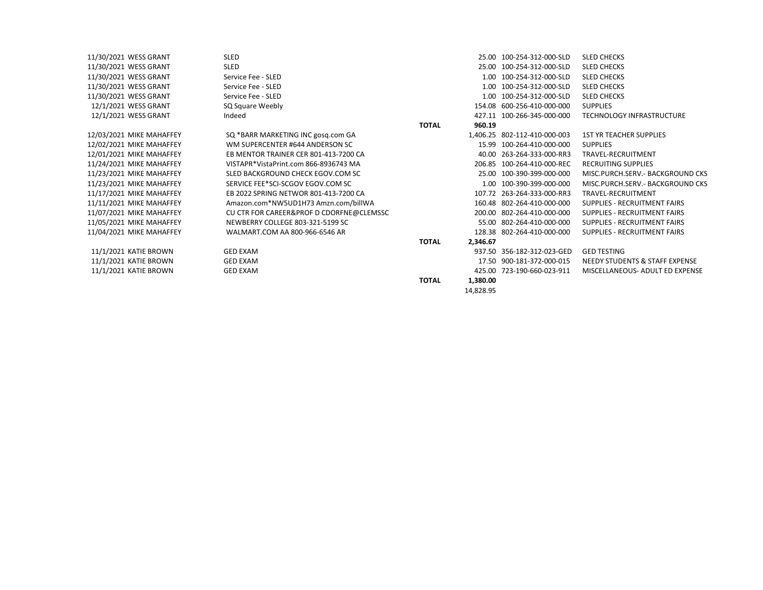| | | | | | |
|---|---|---|---|---|---|
| 11/30/2021 | WESS GRANT | SLED | | 25.00 | 100-254-312-000-SLD | SLED CHECKS |
| 11/30/2021 | WESS GRANT | SLED | | 25.00 | 100-254-312-000-SLD | SLED CHECKS |
| 11/30/2021 | WESS GRANT | Service Fee - SLED | | 1.00 | 100-254-312-000-SLD | SLED CHECKS |
| 11/30/2021 | WESS GRANT | Service Fee - SLED | | 1.00 | 100-254-312-000-SLD | SLED CHECKS |
| 11/30/2021 | WESS GRANT | Service Fee - SLED | | 1.00 | 100-254-312-000-SLD | SLED CHECKS |
| 12/1/2021 | WESS GRANT | SQ Square Weebly | | 154.08 | 600-256-410-000-000 | SUPPLIES |
| 12/1/2021 | WESS GRANT | Indeed | | 427.11 | 100-266-345-000-000 | TECHNOLOGY INFRASTRUCTURE |
| | | | **TOTAL** | **960.19** | | |
| 12/03/2021 | MIKE MAHAFFEY | SQ *BARR MARKETING INC gosq.com GA | | 1,406.25 | 802-112-410-000-003 | 1ST YR TEACHER SUPPLIES |
| 12/02/2021 | MIKE MAHAFFEY | WM SUPERCENTER #644 ANDERSON SC | | 15.99 | 100-264-410-000-000 | SUPPLIES |
| 12/01/2021 | MIKE MAHAFFEY | EB MENTOR TRAINER CER 801-413-7200 CA | | 40.00 | 263-264-333-000-RR3 | TRAVEL-RECRUITMENT |
| 11/24/2021 | MIKE MAHAFFEY | VISTAPR*VistaPrint.com 866-8936743 MA | | 206.85 | 100-264-410-000-REC | RECRUITING SUPPLIES |
| 11/23/2021 | MIKE MAHAFFEY | SLED BACKGROUND CHECK EGOV.COM SC | | 25.00 | 100-390-399-000-000 | MISC.PURCH.SERV.- BACKGROUND CKS |
| 11/23/2021 | MIKE MAHAFFEY | SERVICE FEE*SCI-SCGOV EGOV.COM SC | | 1.00 | 100-390-399-000-000 | MISC.PURCH.SERV.- BACKGROUND CKS |
| 11/17/2021 | MIKE MAHAFFEY | EB 2022 SPRING NETWOR 801-413-7200 CA | | 107.72 | 263-264-333-000-RR3 | TRAVEL-RECRUITMENT |
| 11/11/2021 | MIKE MAHAFFEY | Amazon.com*NW5UD1H73 Amzn.com/billWA | | 160.48 | 802-264-410-000-000 | SUPPLIES - RECRUITMENT FAIRS |
| 11/07/2021 | MIKE MAHAFFEY | CU CTR FOR CAREER&PROF D CDORFNE@CLEMSSC | | 200.00 | 802-264-410-000-000 | SUPPLIES - RECRUITMENT FAIRS |
| 11/05/2021 | MIKE MAHAFFEY | NEWBERRY COLLEGE 803-321-5199 SC | | 55.00 | 802-264-410-000-000 | SUPPLIES - RECRUITMENT FAIRS |
| 11/04/2021 | MIKE MAHAFFEY | WALMART.COM AA 800-966-6546 AR | | 128.38 | 802-264-410-000-000 | SUPPLIES - RECRUITMENT FAIRS |
| | | | **TOTAL** | **2,346.67** | | |
| 11/1/2021 | KATIE BROWN | GED EXAM | | 937.50 | 356-182-312-023-GED | GED TESTING |
| 11/1/2021 | KATIE BROWN | GED EXAM | | 17.50 | 900-181-372-000-015 | NEEDY STUDENTS & STAFF EXPENSE |
| 11/1/2021 | KATIE BROWN | GED EXAM | | 425.00 | 723-190-660-023-911 | MISCELLANEOUS- ADULT ED EXPENSE |
| | | | **TOTAL** | **1,380.00** | | |
| | | | | 14,828.95 | | |